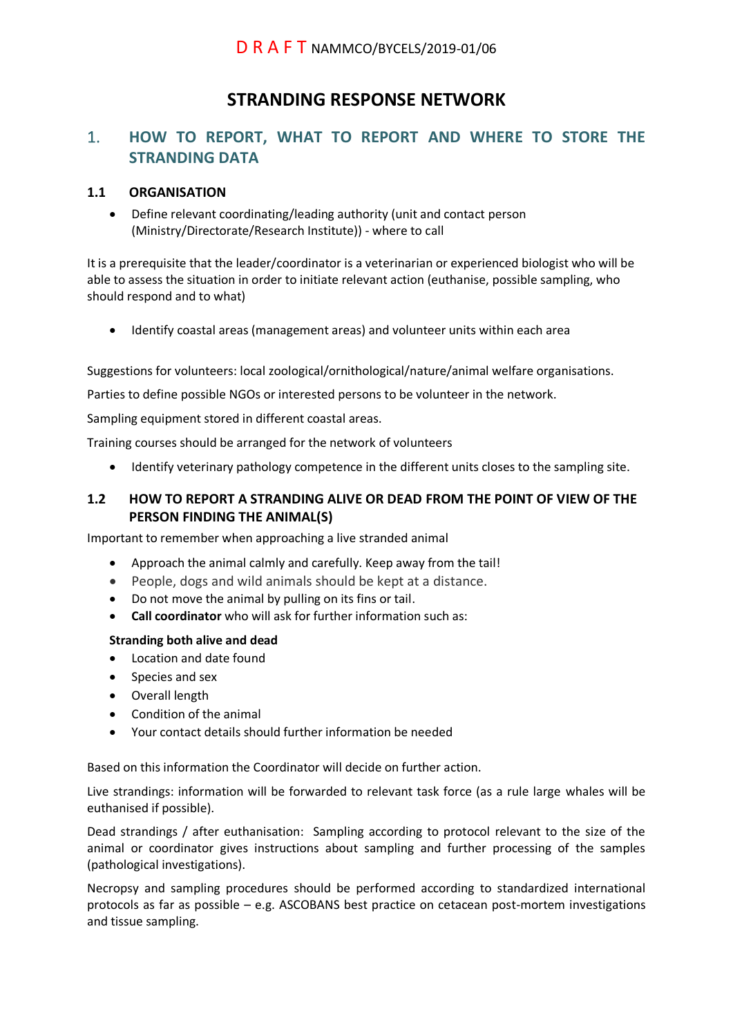D R A F T NAMMCO/BYCELS/2019-01/06

# STRANDING RESPONSE NETWORK

## 1. HOW TO REPORT, WHAT TO REPORT AND WHERE TO STORE THE STRANDING DATA

### 1.1 ORGANISATION

- Define relevant coordinating/leading authority (unit and contact person (Ministry/Directorate/Research Institute)) - where to call

It is a prerequisite that the leader/coordinator is a veterinarian or experienced biologist who will be able to assess the situation in order to initiate relevant action (euthanise, possible sampling, who should respond and to what)

- Identify coastal areas (management areas) and volunteer units within each area

Suggestions for volunteers: local zoological/ornithological/nature/animal welfare organisations.

Parties to define possible NGOs or interested persons to be volunteer in the network.

Sampling equipment stored in different coastal areas.

Training courses should be arranged for the network of volunteers

- Identify veterinary pathology competence in the different units closes to the sampling site.

### 1.2 HOW TO REPORT A STRANDING ALIVE OR DEAD FROM THE POINT OF VIEW OF THE PERSON FINDING THE ANIMAL(S)

Important to remember when approaching a live stranded animal

- Approach the animal calmly and carefully. Keep away from the tail!
- People, dogs and wild animals should be kept at a distance.
- Do not move the animal by pulling on its fins or tail.
- **Call coordinator** who will ask for further information such as:

**Stranding both alive and dead**

- Location and date found
- Species and sex
- Overall length
- Condition of the animal
- Your contact details should further information be needed

Based on this information the Coordinator will decide on further action.

Live strandings: information will be forwarded to relevant task force (as a rule large whales will be euthanised if possible).

Dead strandings / after euthanisation: Sampling according to protocol relevant to the size of the animal or coordinator gives instructions about sampling and further processing of the samples (pathological investigations).

Necropsy and sampling procedures should be performed according to standardized international protocols as far as possible – e.g. ASCOBANS best practice on cetacean post-mortem investigations and tissue sampling.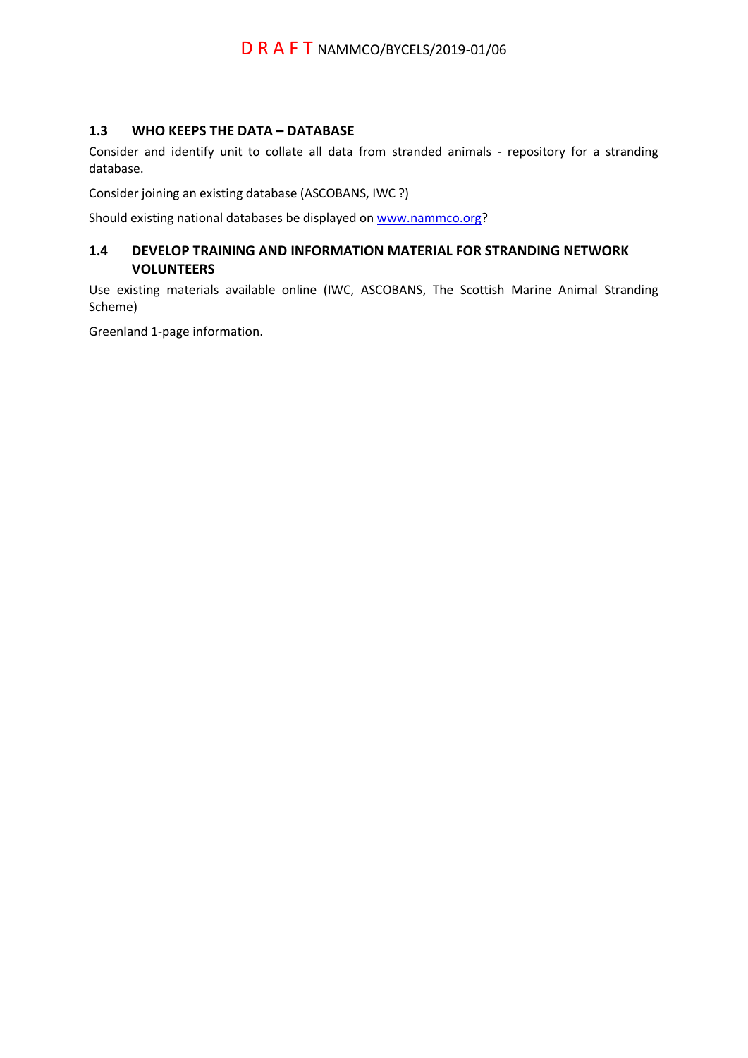### 1.3 WHO KEEPS THE DATA – DATABASE

Consider and identify unit to collate all data from stranded animals - repository for a stranding database.

Consider joining an existing database (ASCOBANS, IWC ?)

Should existing national databases be displayed on www.nammco.org?

### 1.4 DEVELOP TRAINING AND INFORMATION MATERIAL FOR STRANDING NETWORK VOLUNTEERS

Use existing materials available online (IWC, ASCOBANS, The Scottish Marine Animal Stranding Scheme)

Greenland 1-page information.